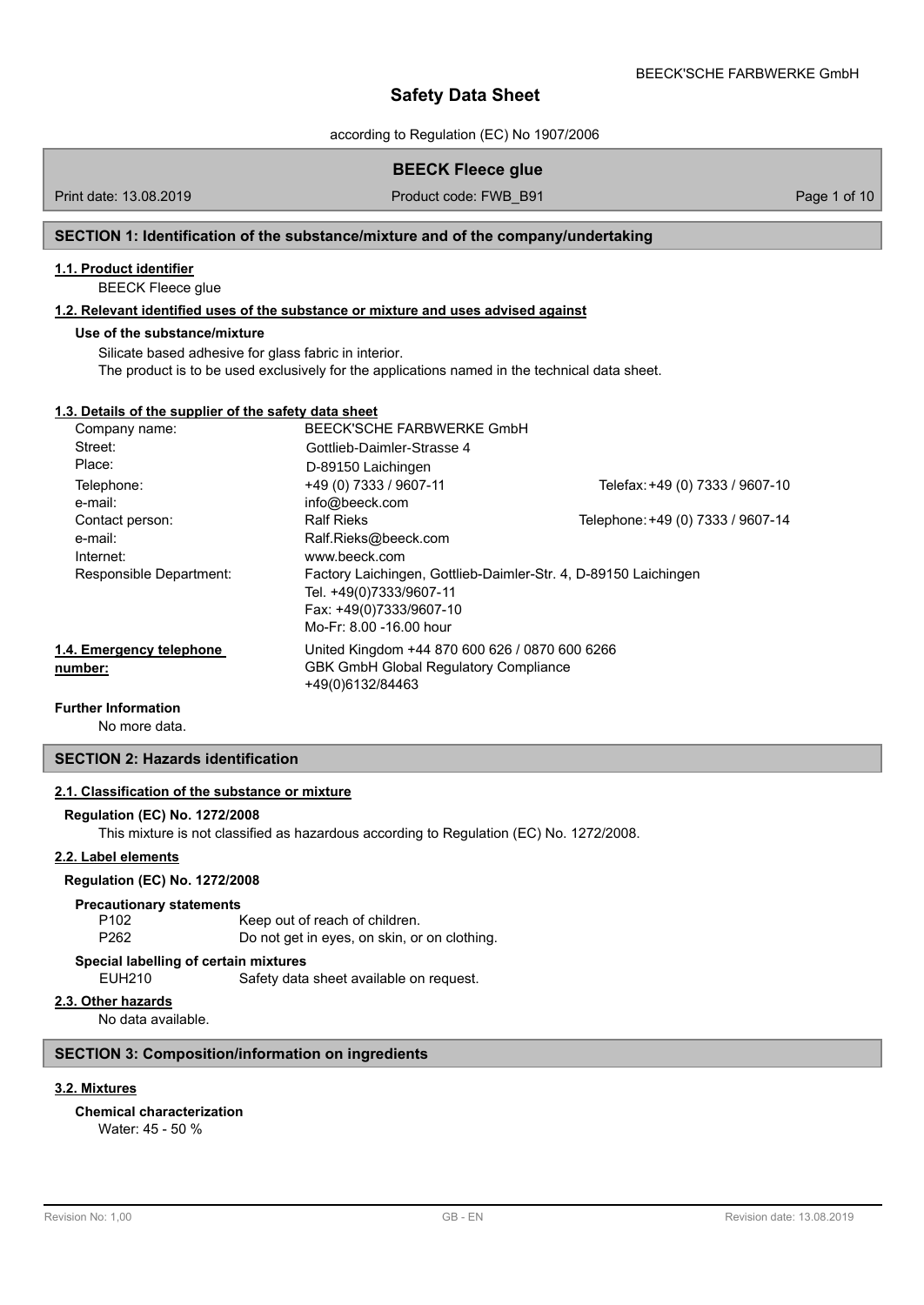# Safety Data Sheet

according to Regulation (EC) No 1907/2006

**BEECK Fleece glue**

Print date: 13.08.2019 Product code: FWB_B91

## SECTION 1: Identification of the substance/mixture and of the company/undertaking

### 1.1. Product identifier

BEECK Fleece glue

### 1.2. Relevant identified uses of the substance or mixture and uses advised against

**Use of the substance/mixture**

Silicate based adhesive for glass fabric in interior.
The product is to be used exclusively for the applications named in the technical data sheet.

### 1.3. Details of the supplier of the safety data sheet

| | | |
|---|---|---|
| Company name: | BEECK'SCHE FARBWERKE GmbH | |
| Street: | Gottlieb-Daimler-Strasse 4 | |
| Place: | D-89150 Laichingen | |
| Telephone: | +49 (0) 7333 / 9607-11 | Telefax: +49 (0) 7333 / 9607-10 |
| e-mail: | info@beeck.com | |
| Contact person: | Ralf Rieks | Telephone: +49 (0) 7333 / 9607-14 |
| e-mail: | Ralf.Rieks@beeck.com | |
| Internet: | www.beeck.com | |
| Responsible Department: | Factory Laichingen, Gottlieb-Daimler-Str. 4, D-89150 Laichingen<br>Tel. +49(0)7333/9607-11<br>Fax: +49(0)7333/9607-10<br>Mo-Fr: 8.00 -16.00 hour | |

### 1.4. Emergency telephone number:

United Kingdom +44 870 600 626 / 0870 600 6266
GBK GmbH Global Regulatory Compliance
+49(0)6132/84463

**Further Information**

No more data.

## SECTION 2: Hazards identification

### 2.1. Classification of the substance or mixture

**Regulation (EC) No. 1272/2008**

This mixture is not classified as hazardous according to Regulation (EC) No. 1272/2008.

### 2.2. Label elements

**Regulation (EC) No. 1272/2008**

**Precautionary statements**

| | |
|---|---|
| P102 | Keep out of reach of children. |
| P262 | Do not get in eyes, on skin, or on clothing. |

**Special labelling of certain mixtures**

| | |
|---|---|
| EUH210 | Safety data sheet available on request. |

### 2.3. Other hazards

No data available.

## SECTION 3: Composition/information on ingredients

### 3.2. Mixtures

**Chemical characterization**

Water: 45 - 50 %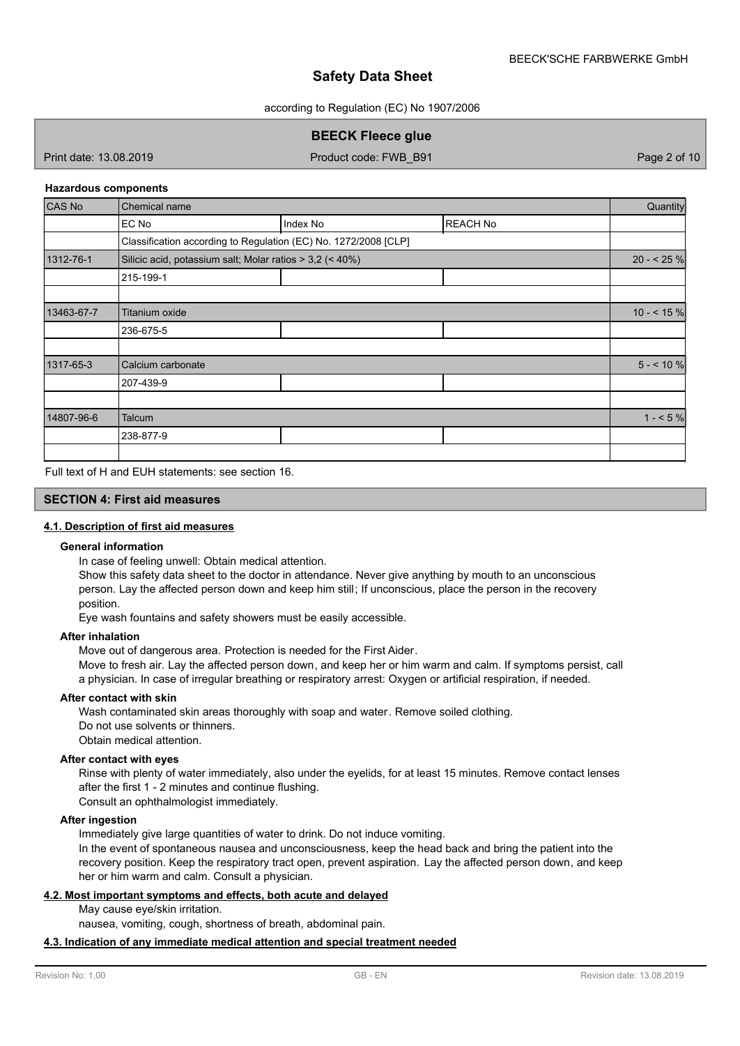**Hazardous components**

| CAS No | Chemical name | | | Quantity |
|---|---|---|---|---|
| | EC No | Index No | REACH No | |
| | Classification according to Regulation (EC) No. 1272/2008 [CLP] | | | |
| 1312-76-1 | Silicic acid, potassium salt; Molar ratios > 3,2 (< 40%) | | | 20 - < 25 % |
| | 215-199-1 | | | |
| | | | | |
| 13463-67-7 | Titanium oxide | | | 10 - < 15 % |
| | 236-675-5 | | | |
| | | | | |
| 1317-65-3 | Calcium carbonate | | | 5 - < 10 % |
| | 207-439-9 | | | |
| | | | | |
| 14807-96-6 | Talcum | | | 1 - < 5 % |
| | 238-877-9 | | | |
| | | | | |

Full text of H and EUH statements: see section 16.

## SECTION 4: First aid measures

### 4.1. Description of first aid measures

**General information**

In case of feeling unwell: Obtain medical attention.
Show this safety data sheet to the doctor in attendance. Never give anything by mouth to an unconscious person. Lay the affected person down and keep him still; If unconscious, place the person in the recovery position.
Eye wash fountains and safety showers must be easily accessible.

**After inhalation**

Move out of dangerous area. Protection is needed for the First Aider.
Move to fresh air. Lay the affected person down, and keep her or him warm and calm. If symptoms persist, call a physician. In case of irregular breathing or respiratory arrest: Oxygen or artificial respiration, if needed.

**After contact with skin**

Wash contaminated skin areas thoroughly with soap and water. Remove soiled clothing.
Do not use solvents or thinners.
Obtain medical attention.

**After contact with eyes**

Rinse with plenty of water immediately, also under the eyelids, for at least 15 minutes. Remove contact lenses after the first 1 - 2 minutes and continue flushing.
Consult an ophthalmologist immediately.

**After ingestion**

Immediately give large quantities of water to drink. Do not induce vomiting.
In the event of spontaneous nausea and unconsciousness, keep the head back and bring the patient into the recovery position. Keep the respiratory tract open, prevent aspiration. Lay the affected person down, and keep her or him warm and calm. Consult a physician.

### 4.2. Most important symptoms and effects, both acute and delayed

May cause eye/skin irritation.
nausea, vomiting, cough, shortness of breath, abdominal pain.

### 4.3. Indication of any immediate medical attention and special treatment needed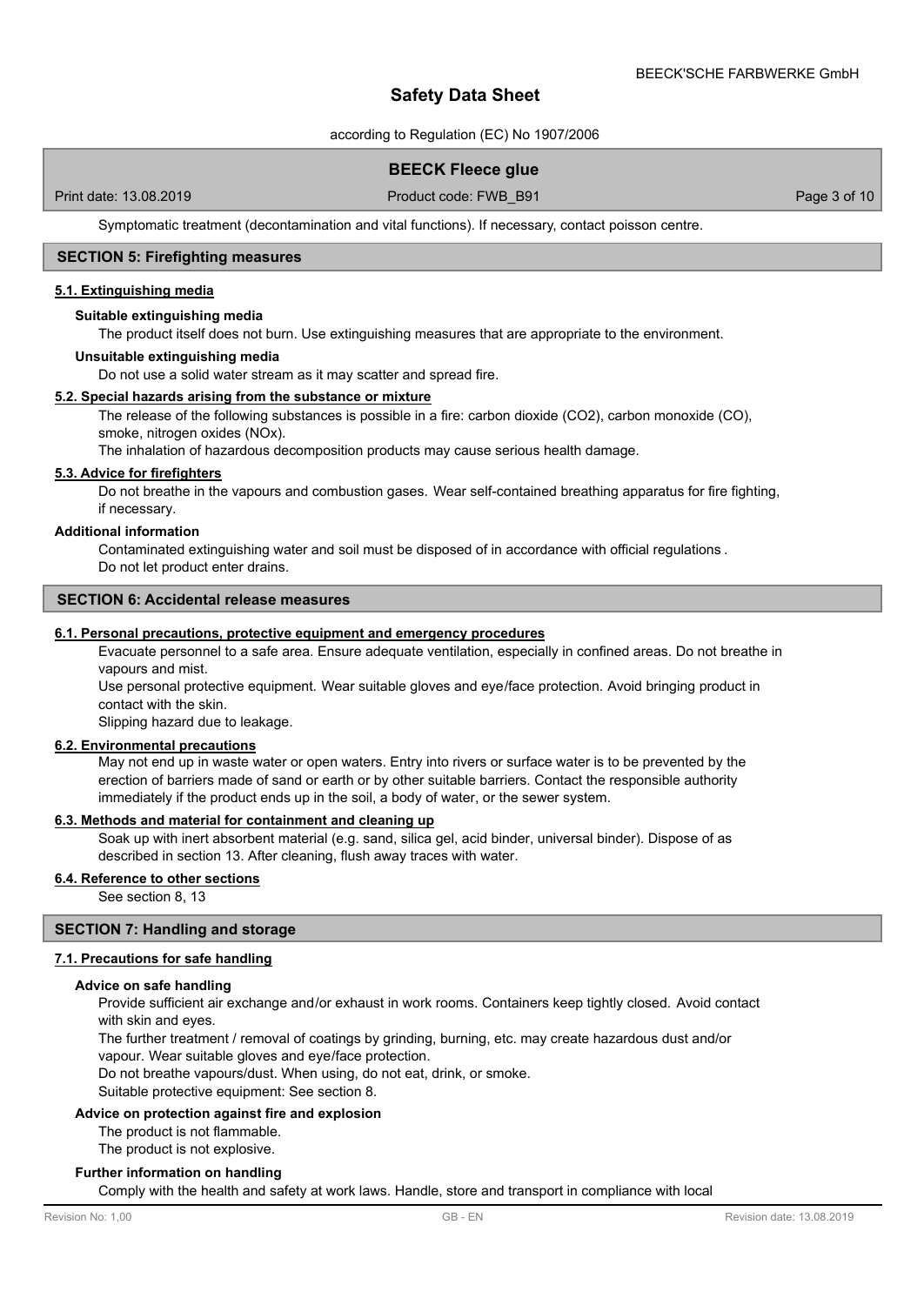Symptomatic treatment (decontamination and vital functions). If necessary, contact poisson centre.

## SECTION 5: Firefighting measures

### 5.1. Extinguishing media

**Suitable extinguishing media**

The product itself does not burn. Use extinguishing measures that are appropriate to the environment.

**Unsuitable extinguishing media**

Do not use a solid water stream as it may scatter and spread fire.

### 5.2. Special hazards arising from the substance or mixture

The release of the following substances is possible in a fire: carbon dioxide ($CO_2$), carbon monoxide (CO), smoke, nitrogen oxides ($NO_x$).

The inhalation of hazardous decomposition products may cause serious health damage.

### 5.3. Advice for firefighters

Do not breathe in the vapours and combustion gases. Wear self-contained breathing apparatus for fire fighting, if necessary.

**Additional information**

Contaminated extinguishing water and soil must be disposed of in accordance with official regulations .
Do not let product enter drains.

## SECTION 6: Accidental release measures

### 6.1. Personal precautions, protective equipment and emergency procedures

Evacuate personnel to a safe area. Ensure adequate ventilation, especially in confined areas. Do not breathe in vapours and mist.

Use personal protective equipment. Wear suitable gloves and eye/face protection. Avoid bringing product in contact with the skin.

Slipping hazard due to leakage.

### 6.2. Environmental precautions

May not end up in waste water or open waters. Entry into rivers or surface water is to be prevented by the erection of barriers made of sand or earth or by other suitable barriers. Contact the responsible authority immediately if the product ends up in the soil, a body of water, or the sewer system.

### 6.3. Methods and material for containment and cleaning up

Soak up with inert absorbent material (e.g. sand, silica gel, acid binder, universal binder). Dispose of as described in section 13. After cleaning, flush away traces with water.

### 6.4. Reference to other sections

See section 8, 13

## SECTION 7: Handling and storage

### 7.1. Precautions for safe handling

**Advice on safe handling**

Provide sufficient air exchange and/or exhaust in work rooms. Containers keep tightly closed. Avoid contact with skin and eyes.

The further treatment / removal of coatings by grinding, burning, etc. may create hazardous dust and/or vapour. Wear suitable gloves and eye/face protection.

Do not breathe vapours/dust. When using, do not eat, drink, or smoke.

Suitable protective equipment: See section 8.

**Advice on protection against fire and explosion**

The product is not flammable.
The product is not explosive.

**Further information on handling**

Comply with the health and safety at work laws. Handle, store and transport in compliance with local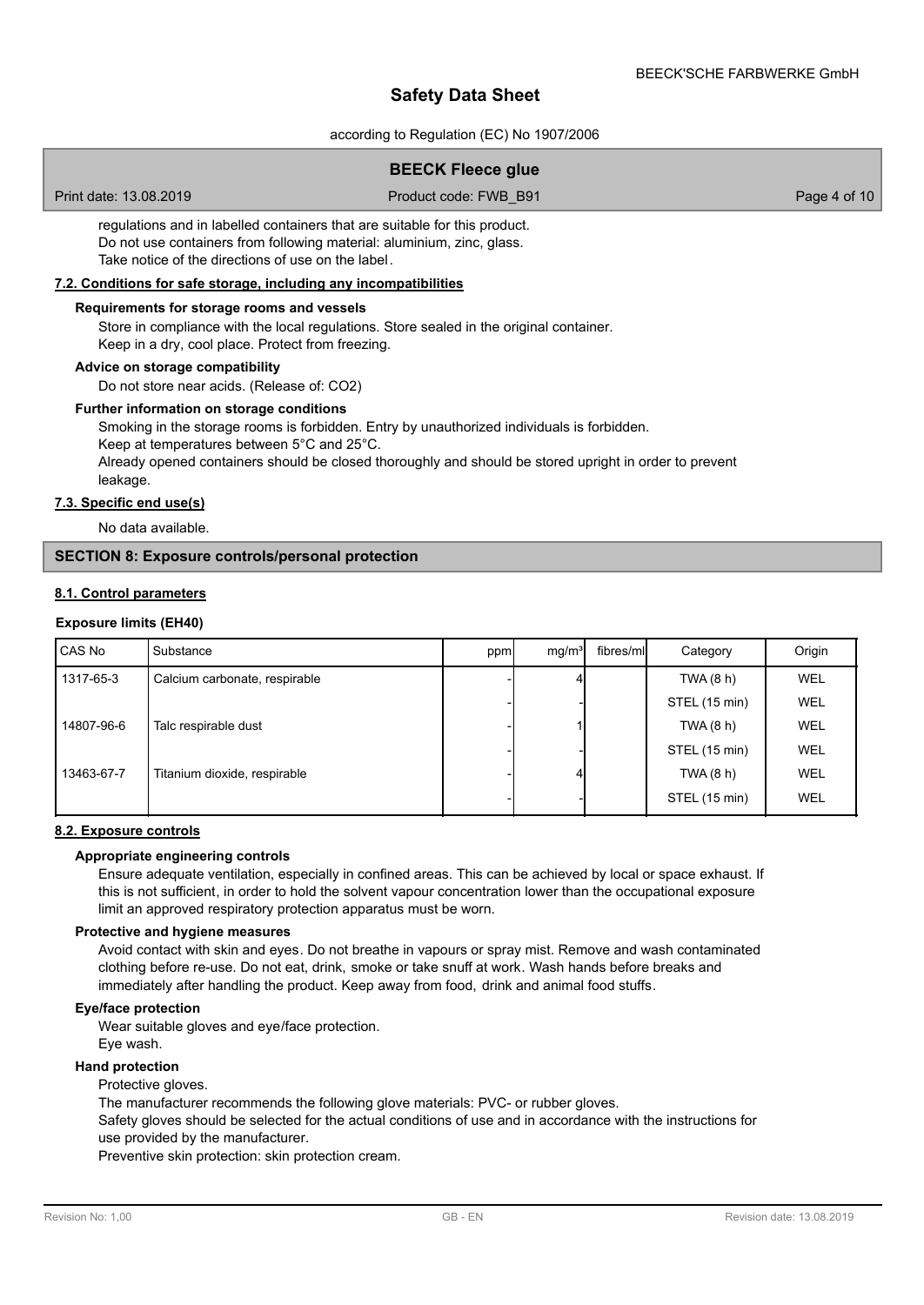regulations and in labelled containers that are suitable for this product.
Do not use containers from following material: aluminium, zinc, glass.
Take notice of the directions of use on the label.

**7.2. Conditions for safe storage, including any incompatibilities**

**Requirements for storage rooms and vessels**

Store in compliance with the local regulations. Store sealed in the original container.
Keep in a dry, cool place. Protect from freezing.

**Advice on storage compatibility**

Do not store near acids. (Release of: $CO_2$)

**Further information on storage conditions**

Smoking in the storage rooms is forbidden. Entry by unauthorized individuals is forbidden.
Keep at temperatures between 5°C and 25°C.
Already opened containers should be closed thoroughly and should be stored upright in order to prevent leakage.

**7.3. Specific end use(s)**

No data available.

## SECTION 8: Exposure controls/personal protection

**8.1. Control parameters**

**Exposure limits (EH40)**

| CAS No | Substance | ppm | mg/m³ | fibres/ml | Category | Origin |
|---|---|---|---|---|---|---|
| 1317-65-3 | Calcium carbonate, respirable | - | 4 | | TWA (8 h) | WEL |
| | | - | - | | STEL (15 min) | WEL |
| 14807-96-6 | Talc respirable dust | - | 1 | | TWA (8 h) | WEL |
| | | - | - | | STEL (15 min) | WEL |
| 13463-67-7 | Titanium dioxide, respirable | - | 4 | | TWA (8 h) | WEL |
| | | - | - | | STEL (15 min) | WEL |

**8.2. Exposure controls**

**Appropriate engineering controls**

Ensure adequate ventilation, especially in confined areas. This can be achieved by local or space exhaust. If this is not sufficient, in order to hold the solvent vapour concentration lower than the occupational exposure limit an approved respiratory protection apparatus must be worn.

**Protective and hygiene measures**

Avoid contact with skin and eyes. Do not breathe in vapours or spray mist. Remove and wash contaminated clothing before re-use. Do not eat, drink, smoke or take snuff at work. Wash hands before breaks and immediately after handling the product. Keep away from food, drink and animal food stuffs.

**Eye/face protection**

Wear suitable gloves and eye/face protection.
Eye wash.

**Hand protection**

Protective gloves.
The manufacturer recommends the following glove materials: PVC- or rubber gloves.
Safety gloves should be selected for the actual conditions of use and in accordance with the instructions for use provided by the manufacturer.
Preventive skin protection: skin protection cream.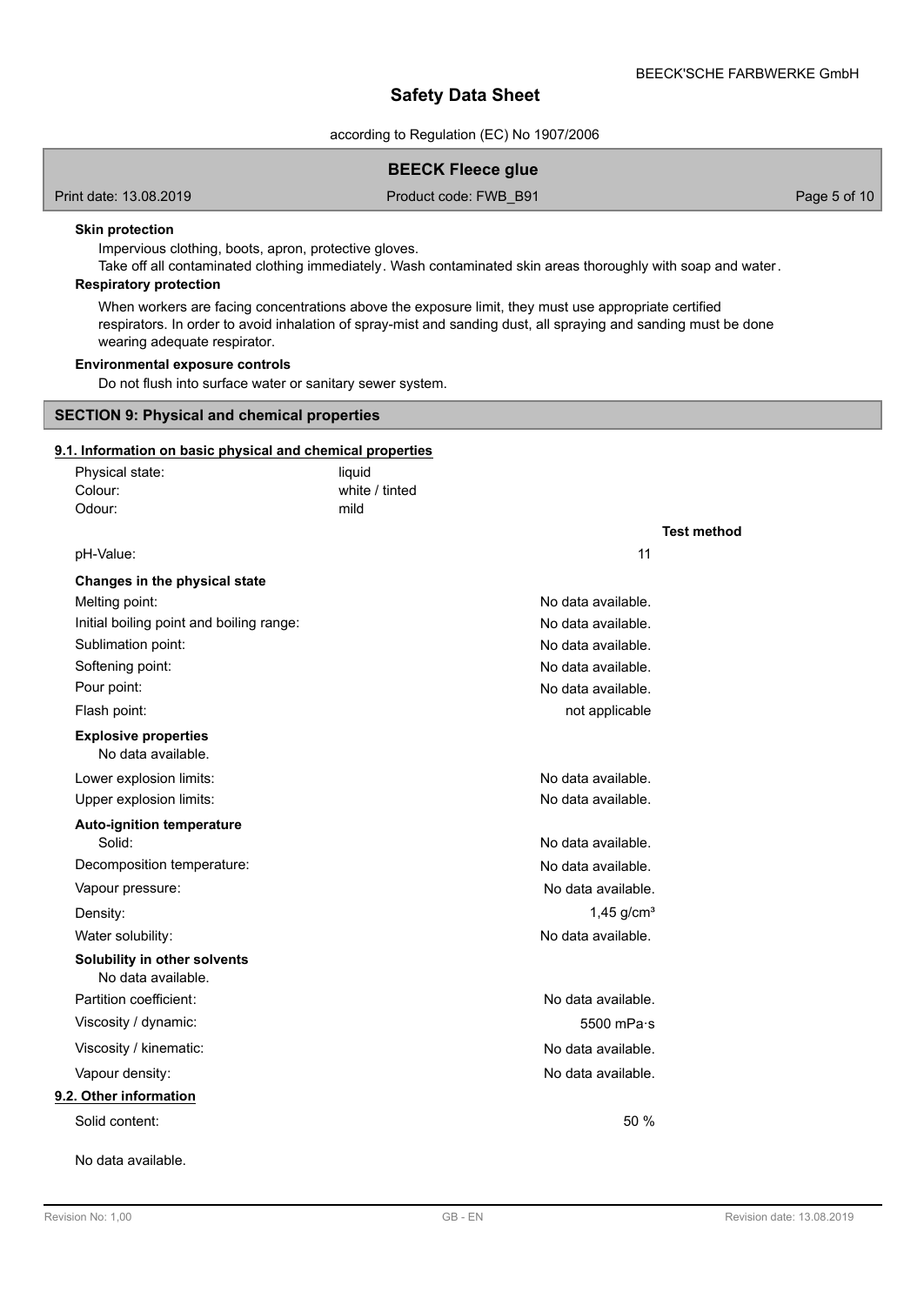**Skin protection**

Impervious clothing, boots, apron, protective gloves.
Take off all contaminated clothing immediately. Wash contaminated skin areas thoroughly with soap and water.

**Respiratory protection**

When workers are facing concentrations above the exposure limit, they must use appropriate certified respirators. In order to avoid inhalation of spray-mist and sanding dust, all spraying and sanding must be done wearing adequate respirator.

**Environmental exposure controls**

Do not flush into surface water or sanitary sewer system.

## SECTION 9: Physical and chemical properties

### 9.1. Information on basic physical and chemical properties

| | | |
|---|---|---|
| Physical state: | liquid | |
| Colour: | white / tinted | |
| Odour: | mild | |

| | | Test method |
|---|---|---|
| pH-Value: | 11 | |
| **Changes in the physical state** | | |
| Melting point: | No data available. | |
| Initial boiling point and boiling range: | No data available. | |
| Sublimation point: | No data available. | |
| Softening point: | No data available. | |
| Pour point: | No data available. | |
| Flash point: | not applicable | |
| **Explosive properties** | | |
| No data available. | | |
| Lower explosion limits: | No data available. | |
| Upper explosion limits: | No data available. | |
| **Auto-ignition temperature** | | |
| Solid: | No data available. | |
| Decomposition temperature: | No data available. | |
| Vapour pressure: | No data available. | |
| Density: | 1,45 g/cm³ | |
| Water solubility: | No data available. | |
| **Solubility in other solvents** | | |
| No data available. | | |
| Partition coefficient: | No data available. | |
| Viscosity / dynamic: | 5500 mPa·s | |
| Viscosity / kinematic: | No data available. | |
| Vapour density: | No data available. | |

### 9.2. Other information

| | |
|---|---|
| Solid content: | 50 % |

No data available.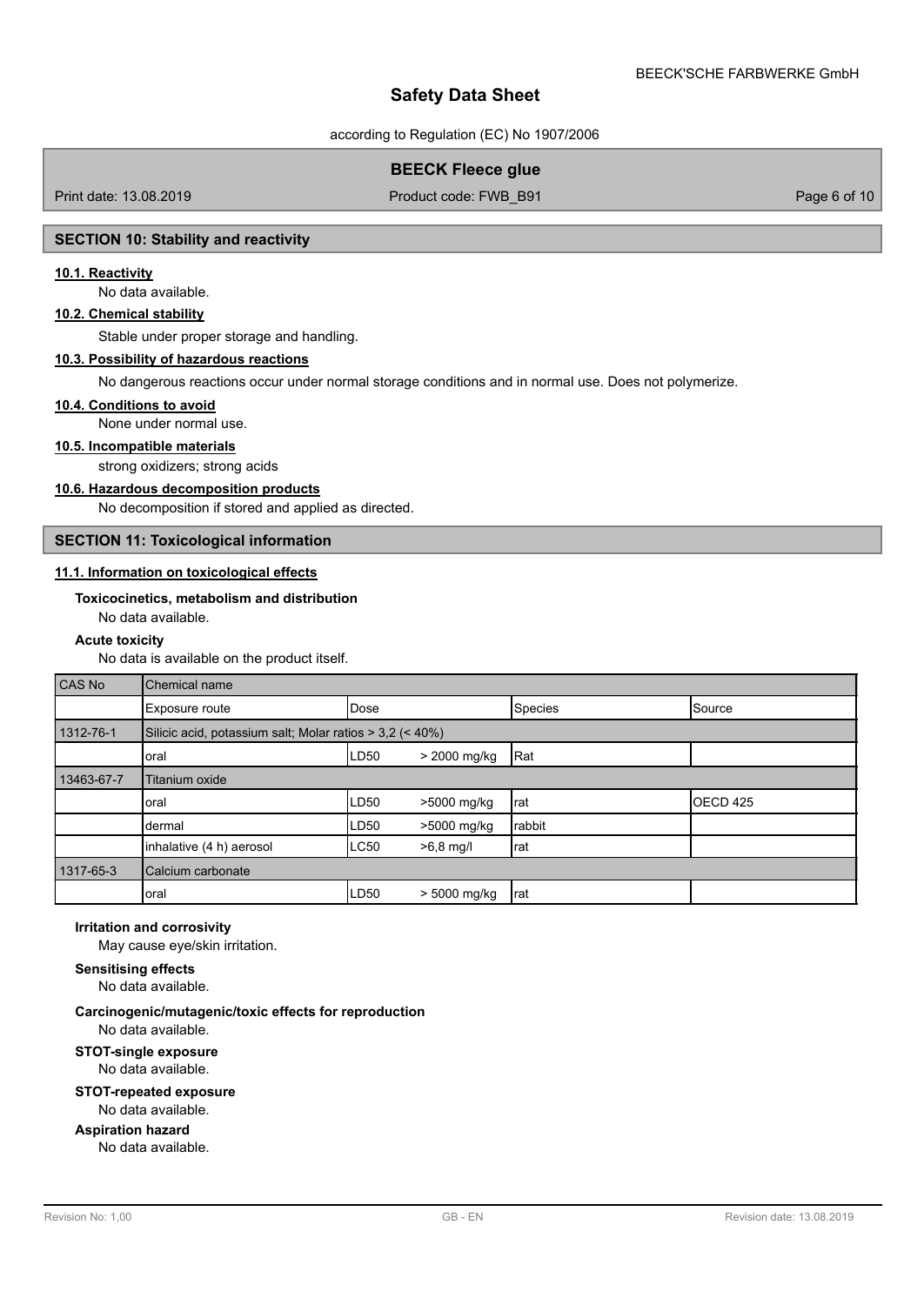## SECTION 10: Stability and reactivity

### 10.1. Reactivity

No data available.

### 10.2. Chemical stability

Stable under proper storage and handling.

### 10.3. Possibility of hazardous reactions

No dangerous reactions occur under normal storage conditions and in normal use. Does not polymerize.

### 10.4. Conditions to avoid

None under normal use.

### 10.5. Incompatible materials

strong oxidizers; strong acids

### 10.6. Hazardous decomposition products

No decomposition if stored and applied as directed.

## SECTION 11: Toxicological information

### 11.1. Information on toxicological effects

**Toxicocinetics, metabolism and distribution**

No data available.

**Acute toxicity**

No data is available on the product itself.

| CAS No | Chemical name | | | | |
|---|---|---|---|---|---|
| | Exposure route | Dose | | Species | Source |
| 1312-76-1 | Silicic acid, potassium salt; Molar ratios > 3,2 (< 40%) | | | | |
| | oral | LD50 | > 2000 mg/kg | Rat | |
| 13463-67-7 | Titanium oxide | | | | |
| | oral | LD50 | >5000 mg/kg | rat | OECD 425 |
| | dermal | LD50 | >5000 mg/kg | rabbit | |
| | inhalative (4 h) aerosol | LC50 | >6,8 mg/l | rat | |
| 1317-65-3 | Calcium carbonate | | | | |
| | oral | LD50 | > 5000 mg/kg | rat | |

**Irritation and corrosivity**

May cause eye/skin irritation.

**Sensitising effects**

No data available.

**Carcinogenic/mutagenic/toxic effects for reproduction**

No data available.

**STOT-single exposure**

No data available.

**STOT-repeated exposure**

No data available.

**Aspiration hazard**

No data available.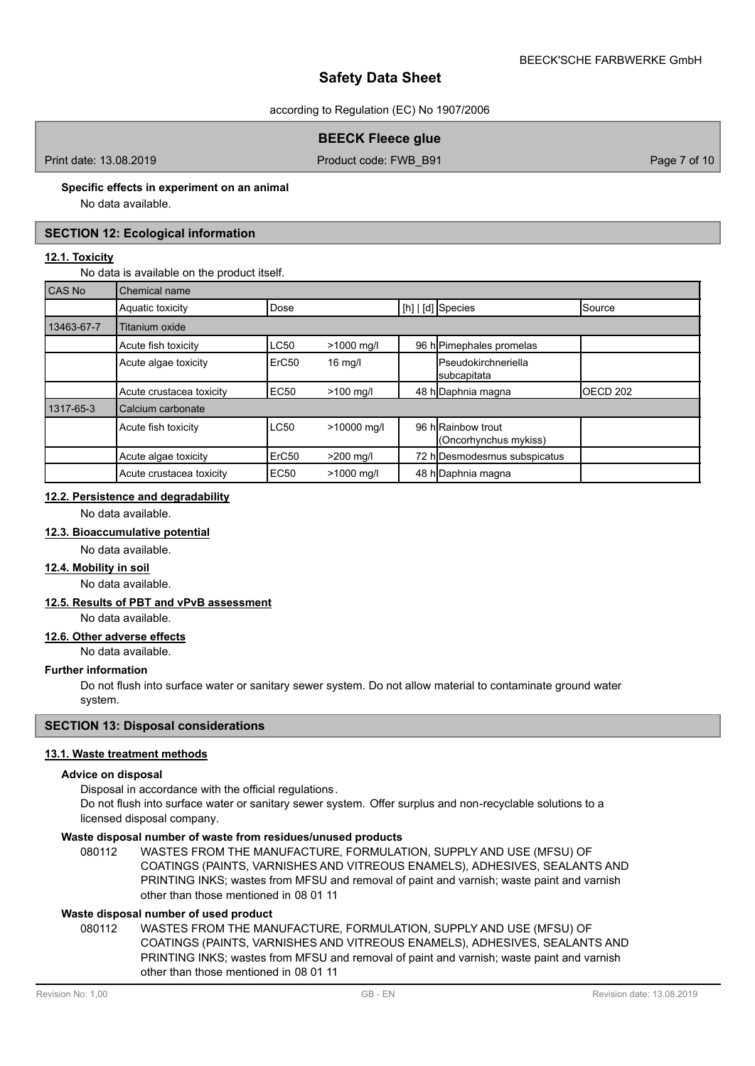**Specific effects in experiment on an animal**

No data available.

## SECTION 12: Ecological information

### 12.1. Toxicity

No data is available on the product itself.

| CAS No | Chemical name | | | | | |
|---|---|---|---|---|---|---|
| | Aquatic toxicity | Dose | | [h] \| [d] | Species | Source |
| 13463-67-7 | Titanium oxide | | | | | |
| | Acute fish toxicity | LC50 | >1000 mg/l | 96 h | Pimephales promelas | |
| | Acute algae toxicity | ErC50 | 16 mg/l | | Pseudokirchneriella subcapitata | |
| | Acute crustacea toxicity | EC50 | >100 mg/l | 48 h | Daphnia magna | OECD 202 |
| 1317-65-3 | Calcium carbonate | | | | | |
| | Acute fish toxicity | LC50 | >10000 mg/l | 96 h | Rainbow trout (Oncorhynchus mykiss) | |
| | Acute algae toxicity | ErC50 | >200 mg/l | 72 h | Desmodesmus subspicatus | |
| | Acute crustacea toxicity | EC50 | >1000 mg/l | 48 h | Daphnia magna | |

### 12.2. Persistence and degradability

No data available.

### 12.3. Bioaccumulative potential

No data available.

### 12.4. Mobility in soil

No data available.

### 12.5. Results of PBT and vPvB assessment

No data available.

### 12.6. Other adverse effects

No data available.

**Further information**

Do not flush into surface water or sanitary sewer system. Do not allow material to contaminate ground water system.

## SECTION 13: Disposal considerations

### 13.1. Waste treatment methods

**Advice on disposal**

Disposal in accordance with the official regulations.
Do not flush into surface water or sanitary sewer system. Offer surplus and non-recyclable solutions to a licensed disposal company.

**Waste disposal number of waste from residues/unused products**

080112 WASTES FROM THE MANUFACTURE, FORMULATION, SUPPLY AND USE (MFSU) OF COATINGS (PAINTS, VARNISHES AND VITREOUS ENAMELS), ADHESIVES, SEALANTS AND PRINTING INKS; wastes from MFSU and removal of paint and varnish; waste paint and varnish other than those mentioned in 08 01 11

**Waste disposal number of used product**

080112 WASTES FROM THE MANUFACTURE, FORMULATION, SUPPLY AND USE (MFSU) OF COATINGS (PAINTS, VARNISHES AND VITREOUS ENAMELS), ADHESIVES, SEALANTS AND PRINTING INKS; wastes from MFSU and removal of paint and varnish; waste paint and varnish other than those mentioned in 08 01 11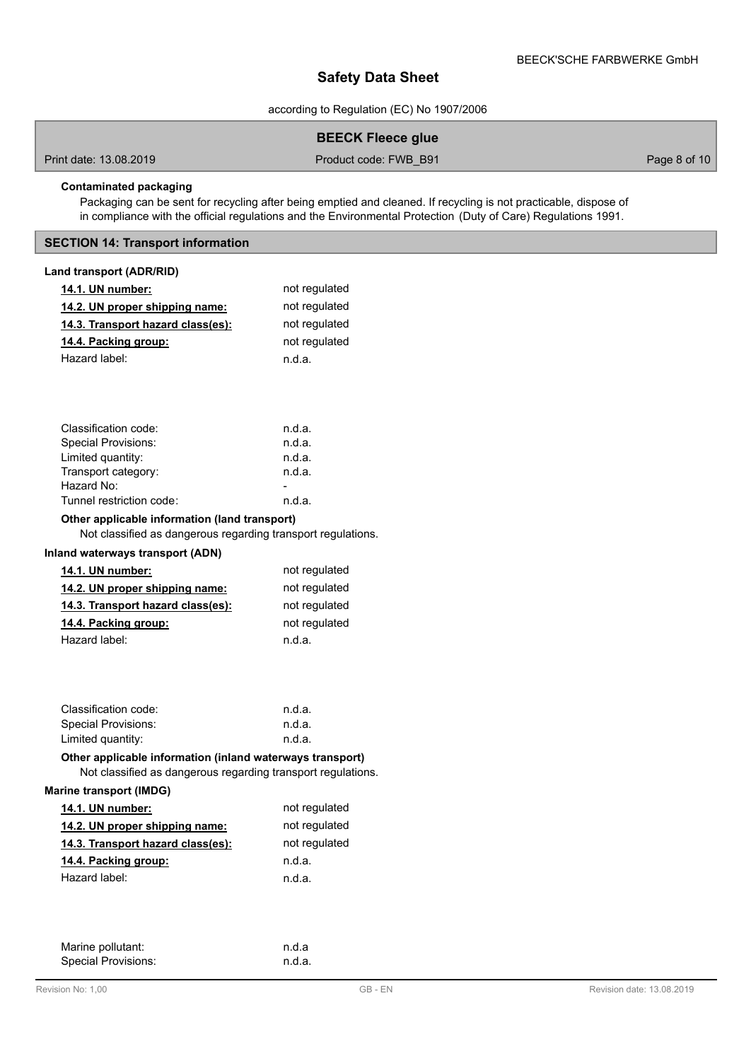**Contaminated packaging**

Packaging can be sent for recycling after being emptied and cleaned. If recycling is not practicable, dispose of in compliance with the official regulations and the Environmental Protection (Duty of Care) Regulations 1991.

## SECTION 14: Transport information

### Land transport (ADR/RID)

| | |
|---|---|
| **14.1. UN number:** | not regulated |
| **14.2. UN proper shipping name:** | not regulated |
| **14.3. Transport hazard class(es):** | not regulated |
| **14.4. Packing group:** | not regulated |
| Hazard label: | n.d.a. |

| | |
|---|---|
| Classification code: | n.d.a. |
| Special Provisions: | n.d.a. |
| Limited quantity: | n.d.a. |
| Transport category: | n.d.a. |
| Hazard No: | - |
| Tunnel restriction code: | n.d.a. |

**Other applicable information (land transport)**

Not classified as dangerous regarding transport regulations.

### Inland waterways transport (ADN)

| | |
|---|---|
| **14.1. UN number:** | not regulated |
| **14.2. UN proper shipping name:** | not regulated |
| **14.3. Transport hazard class(es):** | not regulated |
| **14.4. Packing group:** | not regulated |
| Hazard label: | n.d.a. |

| | |
|---|---|
| Classification code: | n.d.a. |
| Special Provisions: | n.d.a. |
| Limited quantity: | n.d.a. |

**Other applicable information (inland waterways transport)**

Not classified as dangerous regarding transport regulations.

### Marine transport (IMDG)

| | |
|---|---|
| **14.1. UN number:** | not regulated |
| **14.2. UN proper shipping name:** | not regulated |
| **14.3. Transport hazard class(es):** | not regulated |
| **14.4. Packing group:** | n.d.a. |
| Hazard label: | n.d.a. |

| | |
|---|---|
| Marine pollutant: | n.d.a |
| Special Provisions: | n.d.a. |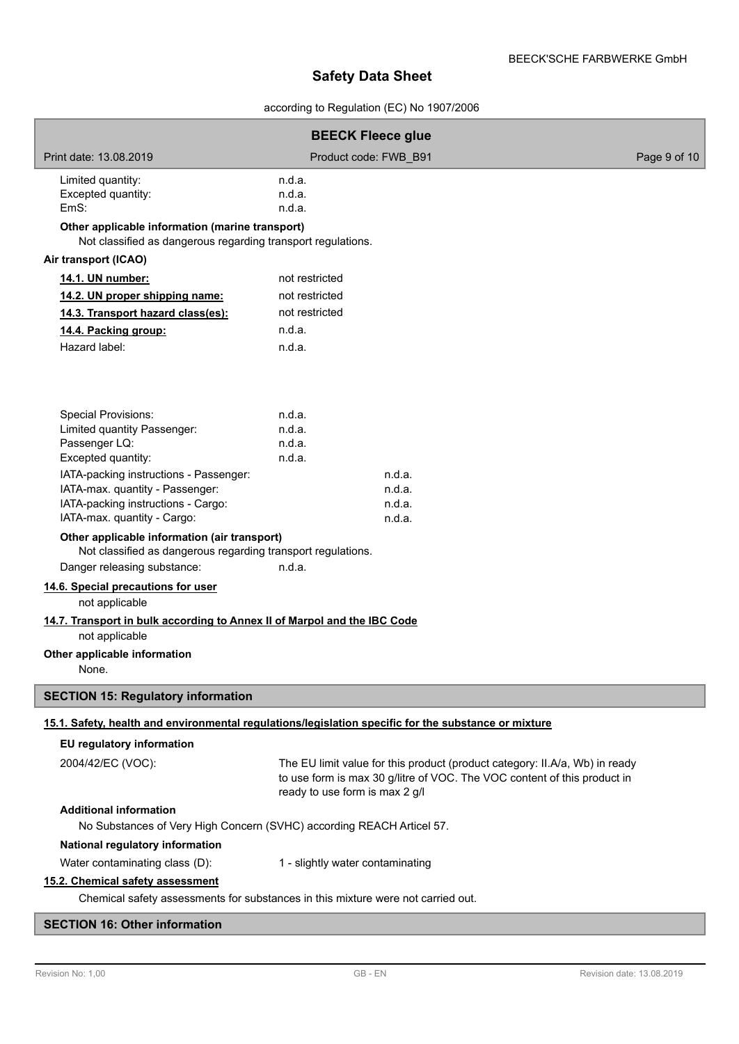| | |
|---|---|
| Limited quantity: | n.d.a. |
| Excepted quantity: | n.d.a. |
| EmS: | n.d.a. |

**Other applicable information (marine transport)**

Not classified as dangerous regarding transport regulations.

**Air transport (ICAO)**

| | |
|---|---|
| **14.1. UN number:** | not restricted |
| **14.2. UN proper shipping name:** | not restricted |
| **14.3. Transport hazard class(es):** | not restricted |
| **14.4. Packing group:** | n.d.a. |
| Hazard label: | n.d.a. |

| | |
|---|---|
| Special Provisions: | n.d.a. |
| Limited quantity Passenger: | n.d.a. |
| Passenger LQ: | n.d.a. |
| Excepted quantity: | n.d.a. |
| IATA-packing instructions - Passenger: | n.d.a. |
| IATA-max. quantity - Passenger: | n.d.a. |
| IATA-packing instructions - Cargo: | n.d.a. |
| IATA-max. quantity - Cargo: | n.d.a. |

**Other applicable information (air transport)**

Not classified as dangerous regarding transport regulations.

Danger releasing substance: n.d.a.

**14.6. Special precautions for user**

not applicable

**14.7. Transport in bulk according to Annex II of Marpol and the IBC Code**

not applicable

**Other applicable information**

None.

## SECTION 15: Regulatory information

**15.1. Safety, health and environmental regulations/legislation specific for the substance or mixture**

**EU regulatory information**

2004/42/EC (VOC): The EU limit value for this product (product category: II.A/a, Wb) in ready to use form is max 30 g/litre of VOC. The VOC content of this product in ready to use form is max 2 g/l

**Additional information**

No Substances of Very High Concern (SVHC) according REACH Articel 57.

**National regulatory information**

Water contaminating class (D): 1 - slightly water contaminating

**15.2. Chemical safety assessment**

Chemical safety assessments for substances in this mixture were not carried out.

## SECTION 16: Other information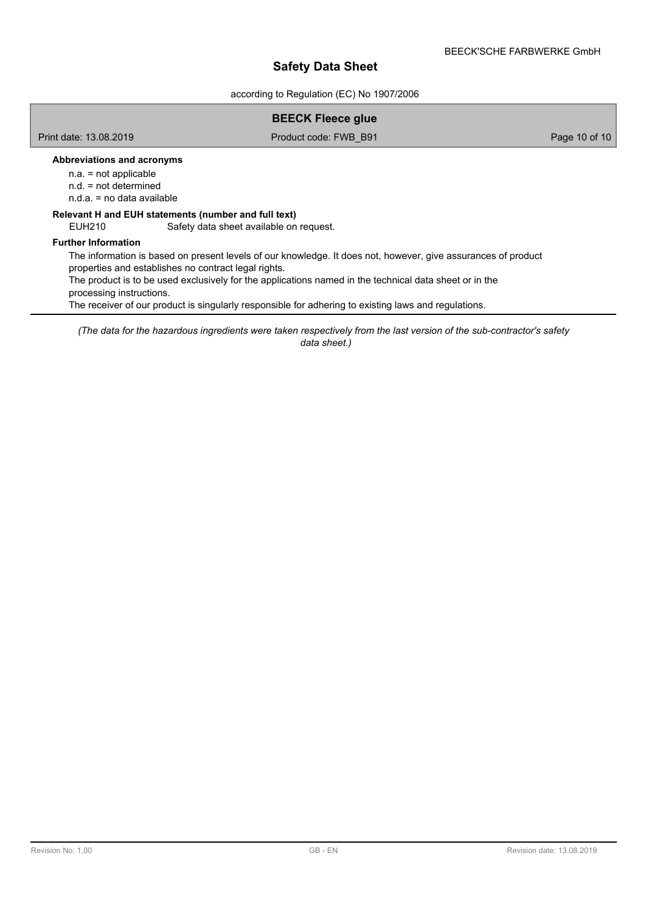**Abbreviations and acronyms**

n.a. = not applicable
n.d. = not determined
n.d.a. = no data available

**Relevant H and EUH statements (number and full text)**

| | |
|---|---|
| EUH210 | Safety data sheet available on request. |

**Further Information**

The information is based on present levels of our knowledge. It does not, however, give assurances of product properties and establishes no contract legal rights.
The product is to be used exclusively for the applications named in the technical data sheet or in the processing instructions.
The receiver of our product is singularly responsible for adhering to existing laws and regulations.

*(The data for the hazardous ingredients were taken respectively from the last version of the sub-contractor's safety data sheet.)*